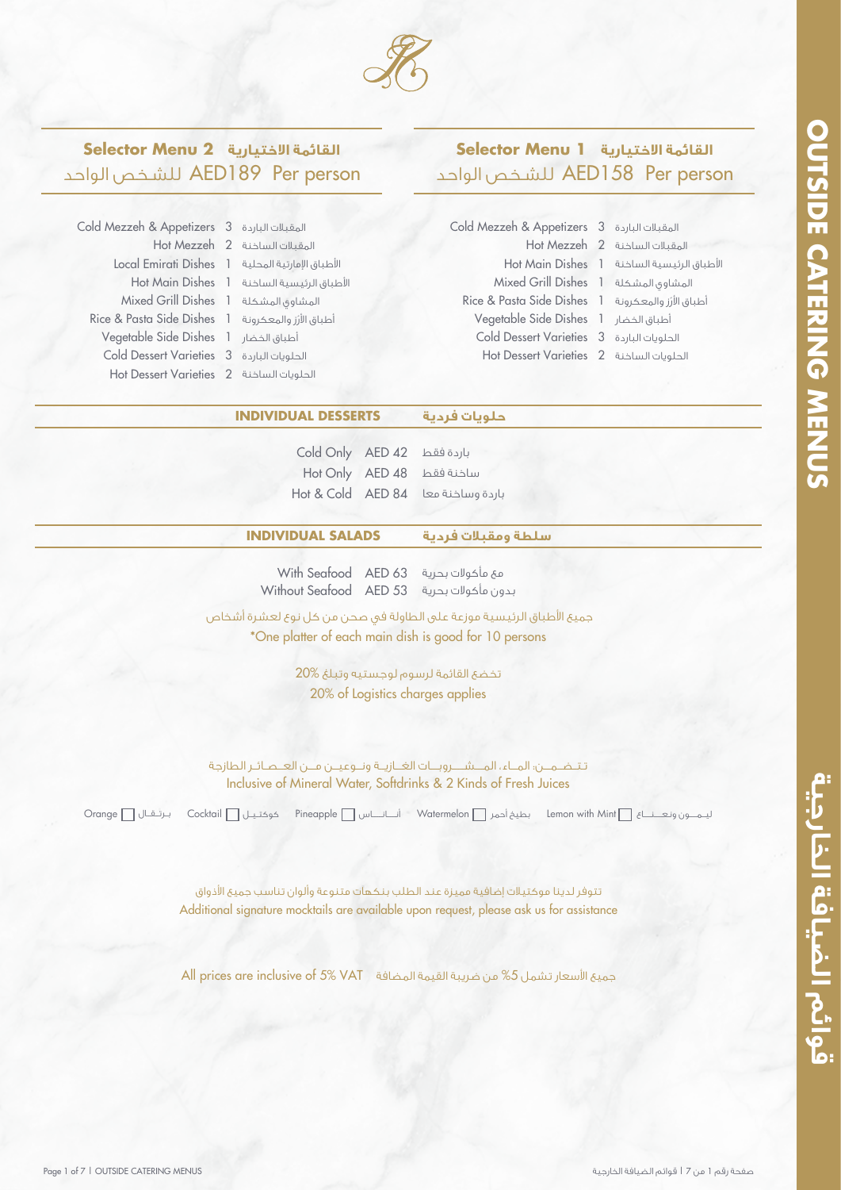# OUTSIDE CATERING MENUS
# قوائم الضيافة الخارجية

## Selector Menu 1 القائمة الاختيارية

AED158 Per person للشخص الواحد

| | | |
|---|---|---|
| Cold Mezzeh & Appetizers | 3 | المقبلات الباردة |
| Hot Mezzeh | 2 | المقبلات الساخنة |
| Hot Main Dishes | 1 | الأطباق الرئيسية الساخنة |
| Mixed Grill Dishes | 1 | المشاوي المشكلة |
| Rice & Pasta Side Dishes | 1 | أطباق الأرز والمعكرونة |
| Vegetable Side Dishes | 1 | أطباق الخضار |
| Cold Dessert Varieties | 3 | الحلويات الباردة |
| Hot Dessert Varieties | 2 | الحلويات الساخنة |

## Selector Menu 2 القائمة الاختيارية

AED189 Per person للشخص الواحد

| | | |
|---|---|---|
| Cold Mezzeh & Appetizers | 3 | المقبلات الباردة |
| Hot Mezzeh | 2 | المقبلات الساخنة |
| Local Emirati Dishes | 1 | الأطباق الإماراتية المحلية |
| Hot Main Dishes | 1 | الأطباق الرئيسية الساخنة |
| Mixed Grill Dishes | 1 | المشاوي المشكلة |
| Rice & Pasta Side Dishes | 1 | أطباق الأرز والمعكرونة |
| Vegetable Side Dishes | 1 | أطباق الخضار |
| Cold Dessert Varieties | 3 | الحلويات الباردة |
| Hot Dessert Varieties | 2 | الحلويات الساخنة |

## INDIVIDUAL DESSERTS حلويات فردية

| | | |
|---|---|---|
| Cold Only | AED 42 | باردة فقط |
| Hot Only | AED 48 | ساخنة فقط |
| Hot & Cold | AED 84 | باردة وساخنة معا |

## INDIVIDUAL SALADS سلطة ومقبلات فردية

| | | |
|---|---|---|
| With Seafood | AED 63 | مع مأكولات بحرية |
| Without Seafood | AED 53 | بدون مأكولات بحرية |

جميع الأطباق الرئيسية موزعة على الطاولة في صحن من كل نوع لعشرة أشخاص

*One platter of each main dish is good for 10 persons

تخضع القائمة لرسوم لوجستية وتبلغ 20%

20% of Logistics charges applies

تتضمن: الماء، المشروبات الغازية ونوعين من العصائر الطازجة

Inclusive of Mineral Water, Softdrinks & 2 Kinds of Fresh Juices

- [ ] Lemon with Mint ليمون ونعناع
- [ ] Watermelon بطيخ أحمر
- [ ] Pineapple أناناس
- [ ] Cocktail كوكتيل
- [ ] Orange برتقال

تتوفر لدينا موكتيلات إضافية مميزة عند الطلب بنكهات متنوعة وألوان تناسب جميع الأذواق

Additional signature mocktails are available upon request, please ask us for assistance

All prices are inclusive of 5% VAT جميع الأسعار تشمل 5% من ضريبة القيمة المضافة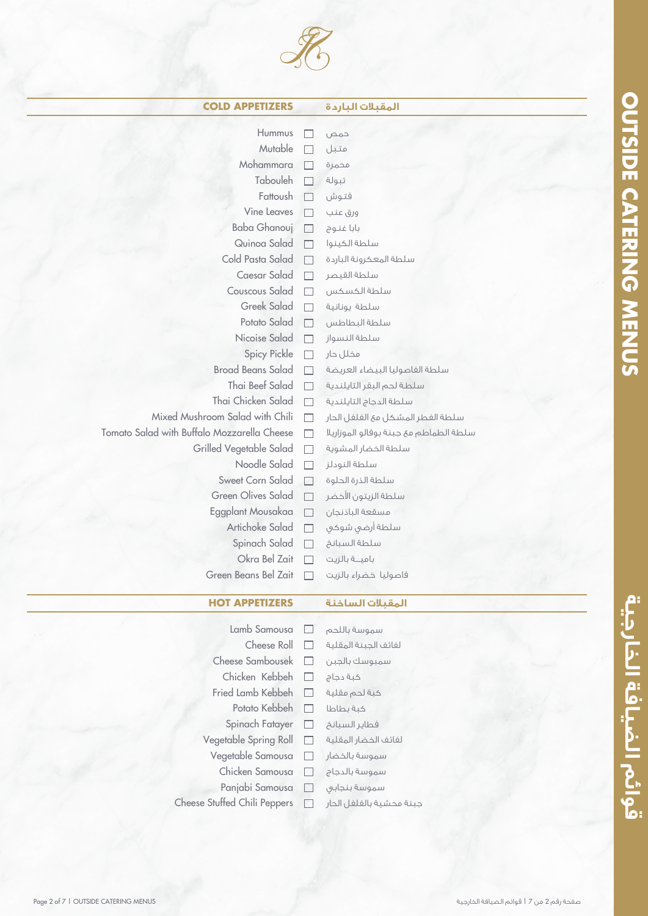# OUTSIDE CATERING MENUS

# قوائم الضيافة الخارجية

## COLD APPETIZERS | المقبلات الباردة

| English | | Arabic |
|---|---|---|
| Hummus | ☐ | حمص |
| Mutable | ☐ | متبل |
| Mohammara | ☐ | محمرة |
| Tabouleh | ☐ | تبولة |
| Fattoush | ☐ | فتوش |
| Vine Leaves | ☐ | ورق عنب |
| Baba Ghanouj | ☐ | بابا غنوج |
| Quinoa Salad | ☐ | سلطة الكينوا |
| Cold Pasta Salad | ☐ | سلطة المعكرونة الباردة |
| Caesar Salad | ☐ | سلطة القيصر |
| Couscous Salad | ☐ | سلطة الكسكس |
| Greek Salad | ☐ | سلطة يونانية |
| Potato Salad | ☐ | سلطة البطاطس |
| Nicoise Salad | ☐ | سلطة النسواز |
| Spicy Pickle | ☐ | مخلل حار |
| Broad Beans Salad | ☐ | سلطة الفاصوليا البيضاء العريضة |
| Thai Beef Salad | ☐ | سلطة لحم البقر التايلندية |
| Thai Chicken Salad | ☐ | سلطة الدجاج التايلندية |
| Mixed Mushroom Salad with Chili | ☐ | سلطة الفطر المشكل مع الفلفل الحار |
| Tomato Salad with Buffalo Mozzarella Cheese | ☐ | سلطة الطماطم مع جبنة بوفالو الموزاريلا |
| Grilled Vegetable Salad | ☐ | سلطة الخضار المشوية |
| Noodle Salad | ☐ | سلطة النودلز |
| Sweet Corn Salad | ☐ | سلطة الذرة الحلوة |
| Green Olives Salad | ☐ | سلطة الزيتون الأخضر |
| Eggplant Mousakaa | ☐ | مسقعة الباذنجان |
| Artichoke Salad | ☐ | سلطة أرضي شوكي |
| Spinach Salad | ☐ | سلطة السبانخ |
| Okra Bel Zait | ☐ | باميــة بالزيت |
| Green Beans Bel Zait | ☐ | فاصوليا خضراء بالزيت |

## HOT APPETIZERS | المقبلات الساخنة

| English | | Arabic |
|---|---|---|
| Lamb Samousa | ☐ | سموسة باللحم |
| Cheese Roll | ☐ | لفائف الجبنة المقلية |
| Cheese Sambousek | ☐ | سمبوسك بالجبن |
| Chicken Kebbeh | ☐ | كبة دجاج |
| Fried Lamb Kebbeh | ☐ | كبة لحم مقلية |
| Potato Kebbeh | ☐ | كبة بطاطا |
| Spinach Fatayer | ☐ | فطاير السبانخ |
| Vegetable Spring Roll | ☐ | لفائف الخضار المقلية |
| Vegetable Samousa | ☐ | سموسة بالخضار |
| Chicken Samousa | ☐ | سموسة بالدجاج |
| Panjabi Samousa | ☐ | سموسة بنجابي |
| Cheese Stuffed Chili Peppers | ☐ | جبنة محشية بالفلفل الحار |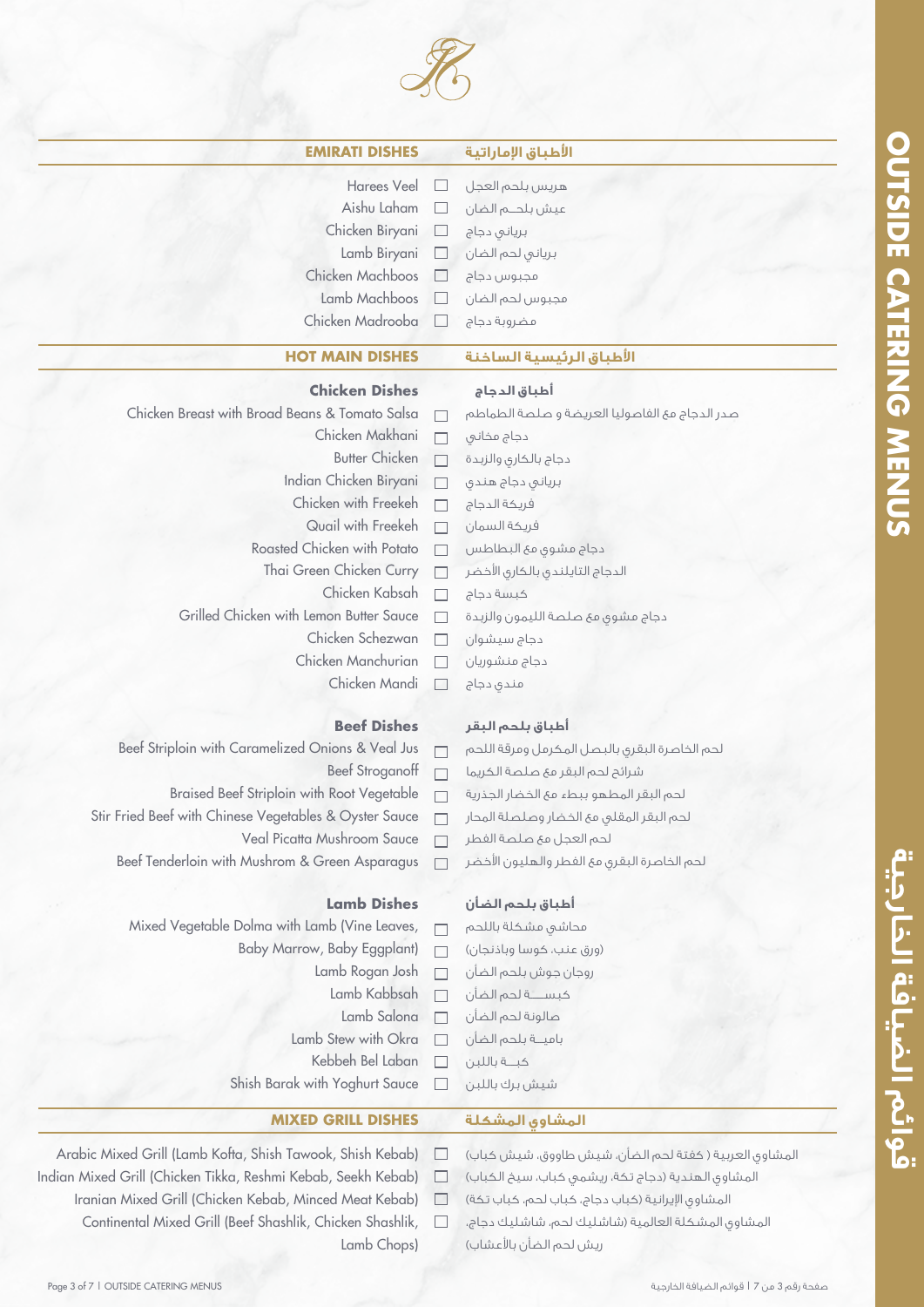## EMIRATI DISHES | الأطباق الإماراتية

- ☐ Harees Veel | هريس بلحم العجل
- ☐ Aishu Laham | عيش بلحــم الضان
- ☐ Chicken Biryani | برياني دجاج
- ☐ Lamb Biryani | برياني لحم الضان
- ☐ Chicken Machboos | مجبوس دجاج
- ☐ Lamb Machboos | مجبوس لحم الضان
- ☐ Chicken Madrooba | مضروبة دجاج

## HOT MAIN DISHES | الأطباق الرئيسية الساخنة

### Chicken Dishes | أطباق الدجاج

- ☐ Chicken Breast with Broad Beans & Tomato Salsa | صدر الدجاج مع الفاصوليا العريضة و صلصة الطماطم
- ☐ Chicken Makhani | دجاج مخاني
- ☐ Butter Chicken | دجاج بالكاري والزبدة
- ☐ Indian Chicken Biryani | برياني دجاج هندي
- ☐ Chicken with Freekeh | فريكة الدجاج
- ☐ Quail with Freekeh | فريكة السمان
- ☐ Roasted Chicken with Potato | دجاج مشوي مع البطاطس
- ☐ Thai Green Chicken Curry | الدجاج التايلندي بالكاري الأخضر
- ☐ Chicken Kabsah | كبسة دجاج
- ☐ Grilled Chicken with Lemon Butter Sauce | دجاج مشوي مع صلصة الليمون والزبدة
- ☐ Chicken Schezwan | دجاج سيشوان
- ☐ Chicken Manchurian | دجاج منشوريان
- ☐ Chicken Mandi | مندي دجاج

### Beef Dishes | أطباق بلحم البقر

- ☐ Beef Striploin with Caramelized Onions & Veal Jus | لحم الخاصرة البقري بالبصل المكرمل ومرقة اللحم
- ☐ Beef Stroganoff | شرائح لحم البقر مع صلصة الكريما
- ☐ Braised Beef Striploin with Root Vegetable | لحم البقر المطهو ببطء مع الخضار الجذرية
- ☐ Stir Fried Beef with Chinese Vegetables & Oyster Sauce | لحم البقر المقلي مع الخضار وصلصلة المحار
- ☐ Veal Picatta Mushroom Sauce | لحم العجل مع صلصة الفطر
- ☐ Beef Tenderloin with Mushrom & Green Asparagus | لحم الخاصرة البقري مع الفطر والهليون الأخضر

### Lamb Dishes | أطباق بلحم الضأن

- ☐ Mixed Vegetable Dolma with Lamb (Vine Leaves, | محاشي مشكلة باللحم
- ☐ Baby Marrow, Baby Eggplant) | (ورق عنب، كوسا وباذنجان)
- ☐ Lamb Rogan Josh | روجان جوش بلحم الضأن
- ☐ Lamb Kabbsah | كبســـة لحم الضأن
- ☐ Lamb Salona | صالونة لحم الضأن
- ☐ Lamb Stew with Okra | باميــة بلحم الضأن
- ☐ Kebbeh Bel Laban | كبــة باللبن
- ☐ Shish Barak with Yoghurt Sauce | شيش برك باللبن

## MIXED GRILL DISHES | المشاوي المشكلة

- ☐ Arabic Mixed Grill (Lamb Kofta, Shish Tawook, Shish Kebab) | المشاوي العربية ( كفتة لحم الضأن، شيش طاووق، شيش كباب)
- ☐ Indian Mixed Grill (Chicken Tikka, Reshmi Kebab, Seekh Kebab) | المشاوي الهندية (دجاج تكة، ريشمي كباب، سيخ الكباب)
- ☐ Iranian Mixed Grill (Chicken Kebab, Minced Meat Kebab) | المشاوي الإيرانية (كباب دجاج، كباب لحم، كباب تكة)
- ☐ Continental Mixed Grill (Beef Shashlik, Chicken Shashlik, Lamb Chops) | المشاوي المشكلة العالمية (شاشليك لحم، شاشليك دجاج، ريش لحم الضأن بالأعشاب)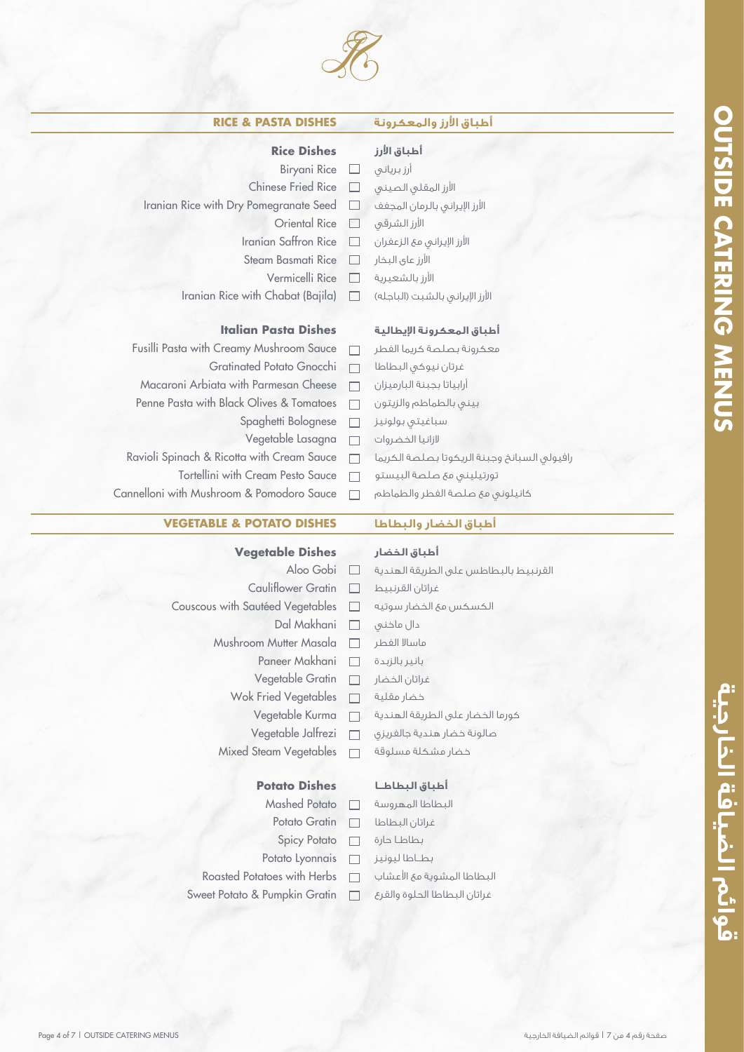## RICE & PASTA DISHES | أطباق الأرز والمعكرونة

### Rice Dishes | أطباق الأرز

- ☐ Biryani Rice | أرز برياني
- ☐ Chinese Fried Rice | الأرز المقلي الصيني
- ☐ Iranian Rice with Dry Pomegranate Seed | الأرز الإيراني بالرمان المجفف
- ☐ Oriental Rice | الأرز الشرقي
- ☐ Iranian Saffron Rice | الأرز الإيراني مع الزعفران
- ☐ Steam Basmati Rice | الأرز على البخار
- ☐ Vermicelli Rice | الأرز بالشعيرية
- ☐ Iranian Rice with Chabat (Bajila) | الأرز الإيراني بالشبت (الباجله)

### Italian Pasta Dishes | أطباق المعكرونة الإيطالية

- ☐ Fusilli Pasta with Creamy Mushroom Sauce | معكرونة بصلصة كريما الفطر
- ☐ Gratinated Potato Gnocchi | غرتان نيوكي البطاطا
- ☐ Macaroni Arbiata with Parmesan Cheese | أرابياتا بجبنة البارميزان
- ☐ Penne Pasta with Black Olives & Tomatoes | بيني بالطماطم والزيتون
- ☐ Spaghetti Bolognese | سباغيتي بولونيز
- ☐ Vegetable Lasagna | لازانيا الخضروات
- ☐ Ravioli Spinach & Ricotta with Cream Sauce | رافيولي السبانخ وجبنة الريكوتا بصلصة الكريما
- ☐ Tortellini with Cream Pesto Sauce | تورتيليني مع صلصة البيستو
- ☐ Cannelloni with Mushroom & Pomodoro Sauce | كانيلوني مع صلصة الفطر والطماطم

## VEGETABLE & POTATO DISHES | أطباق الخضار والبطاطا

### Vegetable Dishes | أطباق الخضار

- ☐ Aloo Gobi | القرنبيط بالبطاطس على الطريقة الهندية
- ☐ Cauliflower Gratin | غراتان القرنبيط
- ☐ Couscous with Sautéed Vegetables | الكسكس مع الخضار سوتيه
- ☐ Dal Makhani | دال ماخني
- ☐ Mushroom Mutter Masala | ماسالا الفطر
- ☐ Paneer Makhani | بانير بالزبدة
- ☐ Vegetable Gratin | غراتان الخضار
- ☐ Wok Fried Vegetables | خضار مقلية
- ☐ Vegetable Kurma | كورما الخضار على الطريقة الهندية
- ☐ Vegetable Jalfrezi | صالونة خضار هندية جالفريزي
- ☐ Mixed Steam Vegetables | خضار مشكلة مسلوقة

### Potato Dishes | أطباق البطاطا

- ☐ Mashed Potato | البطاطا المهروسة
- ☐ Potato Gratin | غراتان البطاطا
- ☐ Spicy Potato | بطاطا حارة
- ☐ Potato Lyonnais | بطاطا ليونيز
- ☐ Roasted Potatoes with Herbs | البطاطا المشوية مع الأعشاب
- ☐ Sweet Potato & Pumpkin Gratin | غراتان البطاطا الحلوة والقرع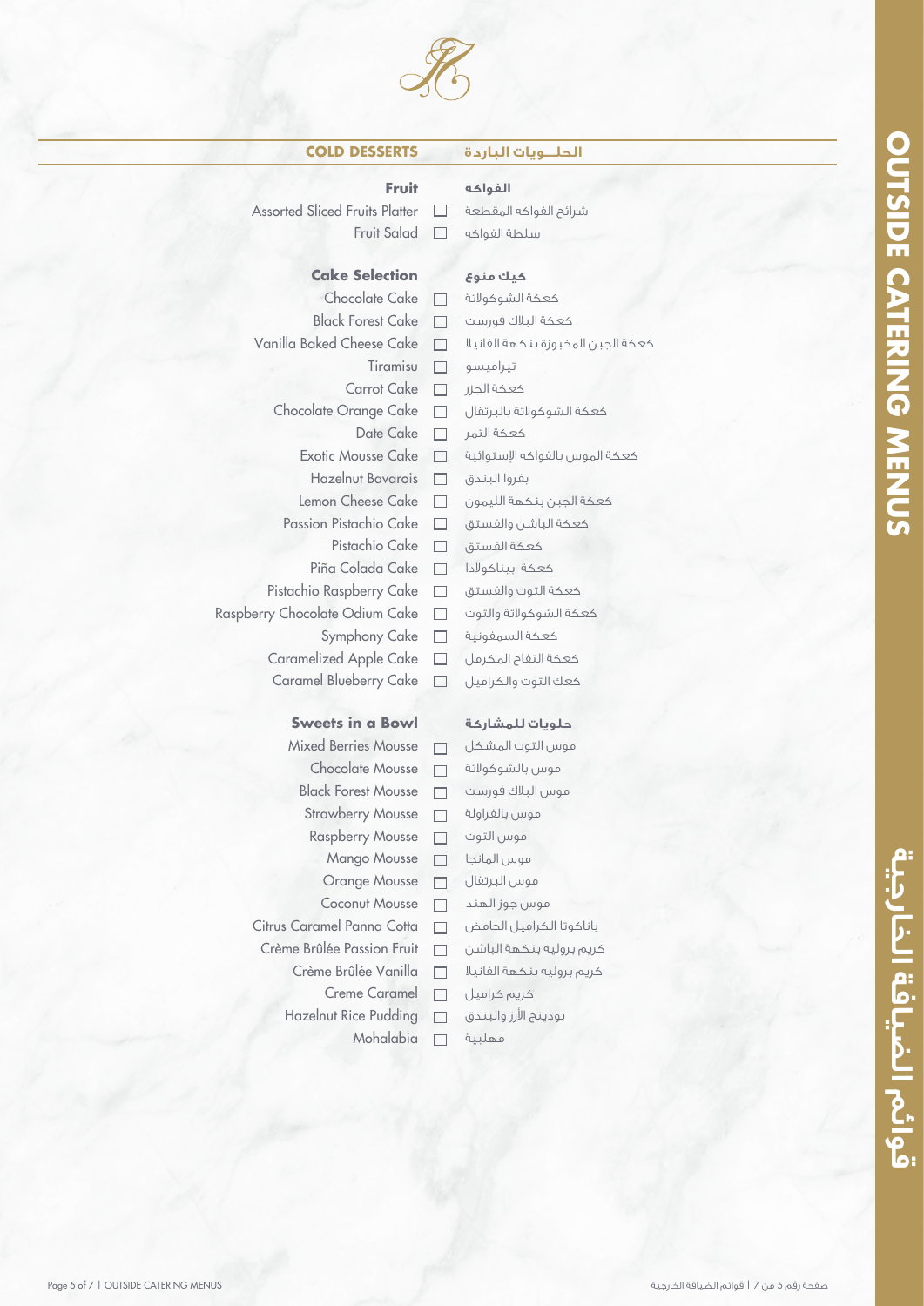## COLD DESSERTS | الحلـــويات الباردة

### Fruit | الفواكه

- ☐ Assorted Sliced Fruits Platter | شرائح الفواكه المقطعة
- ☐ Fruit Salad | سلطة الفواكه

### Cake Selection | كيك منوع

- ☐ Chocolate Cake | كعكة الشوكولاتة
- ☐ Black Forest Cake | كعكة البلاك فورست
- ☐ Vanilla Baked Cheese Cake | كعكة الجبن المخبوزة بنكهة الفانيلا
- ☐ Tiramisu | تيراميسو
- ☐ Carrot Cake | كعكة الجزر
- ☐ Chocolate Orange Cake | كعكة الشوكولاتة بالبرتقال
- ☐ Date Cake | كعكة التمر
- ☐ Exotic Mousse Cake | كعكة الموس بالفواكه الإستوائية
- ☐ Hazelnut Bavarois | بفروا البندق
- ☐ Lemon Cheese Cake | كعكة الجبن بنكهة الليمون
- ☐ Passion Pistachio Cake | كعكة الباشن والفستق
- ☐ Pistachio Cake | كعكة الفستق
- ☐ Piña Colada Cake | كعكة بيناكولادا
- ☐ Pistachio Raspberry Cake | كعكة التوت والفستق
- ☐ Raspberry Chocolate Odium Cake | كعكة الشوكولاتة والتوت
- ☐ Symphony Cake | كعكة السمفونية
- ☐ Caramelized Apple Cake | كعكة التفاح المكرمل
- ☐ Caramel Blueberry Cake | كعك التوت والكراميل

### Sweets in a Bowl | حلويات للمشاركة

- ☐ Mixed Berries Mousse | موس التوت المشكل
- ☐ Chocolate Mousse | موس بالشوكولاتة
- ☐ Black Forest Mousse | موس البلاك فورست
- ☐ Strawberry Mousse | موس بالفراولة
- ☐ Raspberry Mousse | موس التوت
- ☐ Mango Mousse | موس المانجا
- ☐ Orange Mousse | موس البرتقال
- ☐ Coconut Mousse | موس جوز الهند
- ☐ Citrus Caramel Panna Cotta | باناكوتا الكراميل الحامض
- ☐ Crème Brûlée Passion Fruit | كريم بروليه بنكهة الباشن
- ☐ Crème Brûlée Vanilla | كريم بروليه بنكهة الفانيلا
- ☐ Creme Caramel | كريم كراميل
- ☐ Hazelnut Rice Pudding | بودينج الأرز والبندق
- ☐ Mohalabia | مهلبية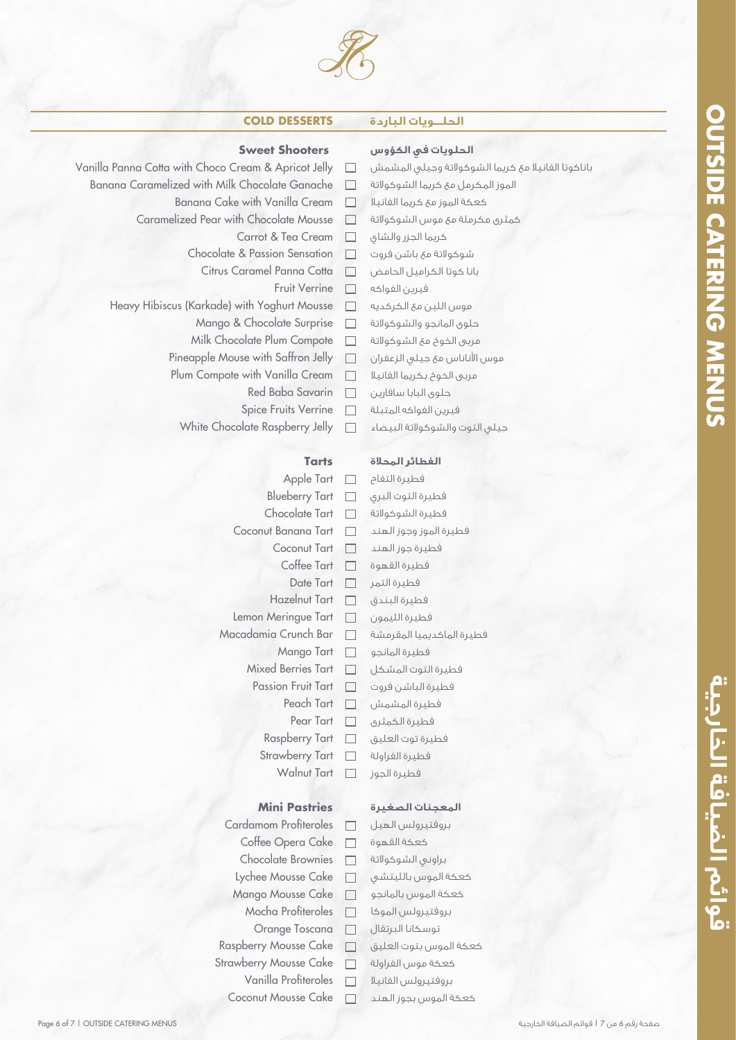## COLD DESSERTS | الحلــويات الباردة

### Sweet Shooters | الحلويات في الكؤوس

| English | Arabic |
|---|---|
| Vanilla Panna Cotta with Choco Cream & Apricot Jelly ☐ | باناكوتا الفانيلا مع كريما الشوكولاتة وجيلي المشمش |
| Banana Caramelized with Milk Chocolate Ganache ☐ | الموز المكرمل مع كريما الشوكولاتة |
| Banana Cake with Vanilla Cream ☐ | كعكة الموز مع كريما الفانيلا |
| Caramelized Pear with Chocolate Mousse ☐ | كمثرى مكرملة مع موس الشوكولاتة |
| Carrot & Tea Cream ☐ | كريما الجزر والشاي |
| Chocolate & Passion Sensation ☐ | شوكولاتة مع باشن فروت |
| Citrus Caramel Panna Cotta ☐ | بانا كوتا الكراميل الحامض |
| Fruit Verrine ☐ | فيرين الفواكه |
| Heavy Hibiscus (Karkade) with Yoghurt Mousse ☐ | موس اللبن مع الكركديه |
| Mango & Chocolate Surprise ☐ | حلوى المانجو والشوكولاتة |
| Milk Chocolate Plum Compote ☐ | مربى الخوخ مع الشوكولاتة |
| Pineapple Mouse with Saffron Jelly ☐ | موس الأناناس مع جيلي الزعفران |
| Plum Compote with Vanilla Cream ☐ | مربى الخوخ بكريما الفانيلا |
| Red Baba Savarin ☐ | حلوى البابا سافارين |
| Spice Fruits Verrine ☐ | فيرين الفواكه المتبلة |
| White Chocolate Raspberry Jelly ☐ | جيلي التوت والشوكولاتة البيضاء |

### Tarts | الفطائر المحلاة

| English | Arabic |
|---|---|
| Apple Tart ☐ | فطيرة التفاح |
| Blueberry Tart ☐ | فطيرة التوت البري |
| Chocolate Tart ☐ | فطيرة الشوكولاتة |
| Coconut Banana Tart ☐ | فطيرة الموز وجوز الهند |
| Coconut Tart ☐ | فطيرة جوز الهند |
| Coffee Tart ☐ | فطيرة القهوة |
| Date Tart ☐ | فطيرة التمر |
| Hazelnut Tart ☐ | فطيرة البندق |
| Lemon Meringue Tart ☐ | فطيرة الليمون |
| Macadamia Crunch Bar ☐ | فطيرة الماكديميا المقرمشة |
| Mango Tart ☐ | فطيرة المانجو |
| Mixed Berries Tart ☐ | فطيرة التوت المشكل |
| Passion Fruit Tart ☐ | فطيرة الباشن فروت |
| Peach Tart ☐ | فطيرة المشمش |
| Pear Tart ☐ | فطيرة الكمثرى |
| Raspberry Tart ☐ | فطيرة توت العليق |
| Strawberry Tart ☐ | فطيرة الفراولة |
| Walnut Tart ☐ | فطيرة الجوز |

### Mini Pastries | المعجنات الصغيرة

| English | Arabic |
|---|---|
| Cardamom Profiteroles ☐ | بروفتيرولس الهيل |
| Coffee Opera Cake ☐ | كعكة القهوة |
| Chocolate Brownies ☐ | براوني الشوكولاتة |
| Lychee Mousse Cake ☐ | كعكة الموس بالليتشي |
| Mango Mousse Cake ☐ | كعكة الموس بالمانجو |
| Mocha Profiteroles ☐ | بروفتيرولس الموكا |
| Orange Toscana ☐ | توسكانا البرتقال |
| Raspberry Mousse Cake ☐ | كعكة الموس بتوت العليق |
| Strawberry Mousse Cake ☐ | كعكة موس الفراولة |
| Vanilla Profiteroles ☐ | بروفتيرولس الفانيلا |
| Coconut Mousse Cake ☐ | كعكة الموس بجوز الهند |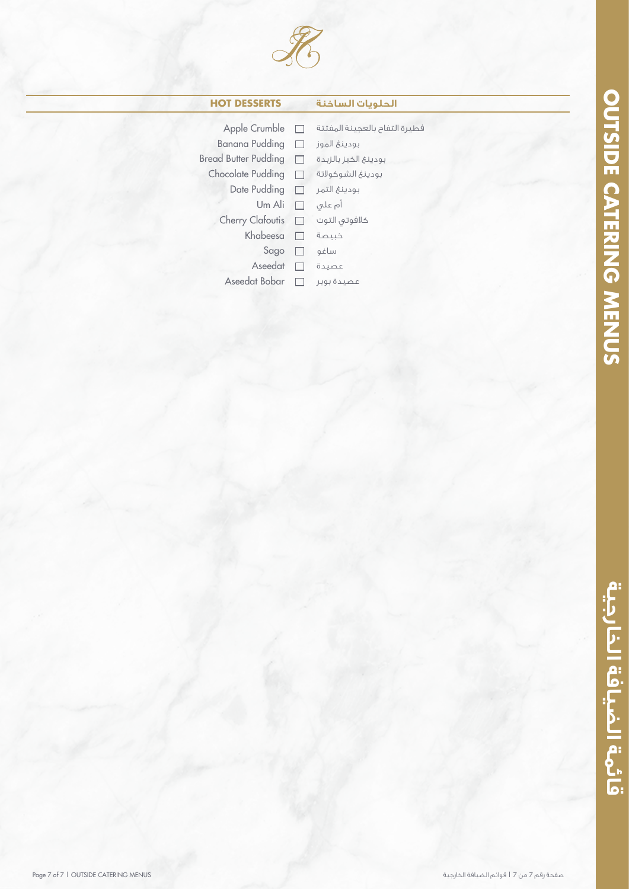## HOT DESSERTS | الحلويات الساخنة

| | | |
|---|---|---|
| Apple Crumble | ☐ | فطيرة التفاح بالعجينة المفتتة |
| Banana Pudding | ☐ | بودينغ الموز |
| Bread Butter Pudding | ☐ | بودينغ الخبز بالزبدة |
| Chocolate Pudding | ☐ | بودينغ الشوكولاتة |
| Date Pudding | ☐ | بودينغ التمر |
| Um Ali | ☐ | أم علي |
| Cherry Clafoutis | ☐ | كلافوتي التوت |
| Khabeesa | ☐ | خبيصة |
| Sago | ☐ | ساغو |
| Aseedat | ☐ | عصيدة |
| Aseedat Bobar | ☐ | عصيدة بوبر |